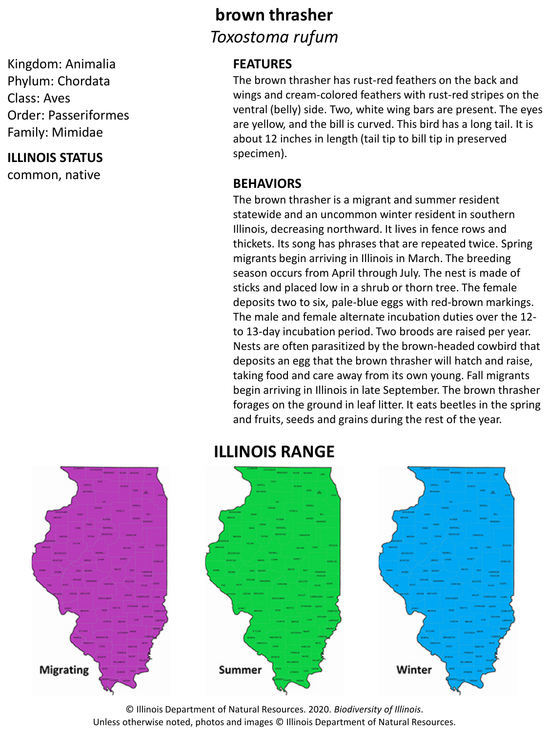# brown thrasher

*Toxostoma rufum*

Kingdom: Animalia
Phylum: Chordata
Class: Aves
Order: Passeriformes
Family: Mimidae

**ILLINOIS STATUS**

common, native

## FEATURES

The brown thrasher has rust-red feathers on the back and wings and cream-colored feathers with rust-red stripes on the ventral (belly) side. Two, white wing bars are present. The eyes are yellow, and the bill is curved. This bird has a long tail. It is about 12 inches in length (tail tip to bill tip in preserved specimen).

## BEHAVIORS

The brown thrasher is a migrant and summer resident statewide and an uncommon winter resident in southern Illinois, decreasing northward. It lives in fence rows and thickets. Its song has phrases that are repeated twice. Spring migrants begin arriving in Illinois in March. The breeding season occurs from April through July. The nest is made of sticks and placed low in a shrub or thorn tree. The female deposits two to six, pale-blue eggs with red-brown markings. The male and female alternate incubation duties over the 12- to 13-day incubation period. Two broods are raised per year. Nests are often parasitized by the brown-headed cowbird that deposits an egg that the brown thrasher will hatch and raise, taking food and care away from its own young. Fall migrants begin arriving in Illinois in late September. The brown thrasher forages on the ground in leaf litter. It eats beetles in the spring and fruits, seeds and grains during the rest of the year.

## ILLINOIS RANGE

Migrating

Summer

Winter

© Illinois Department of Natural Resources. 2020. *Biodiversity of Illinois*.
Unless otherwise noted, photos and images © Illinois Department of Natural Resources.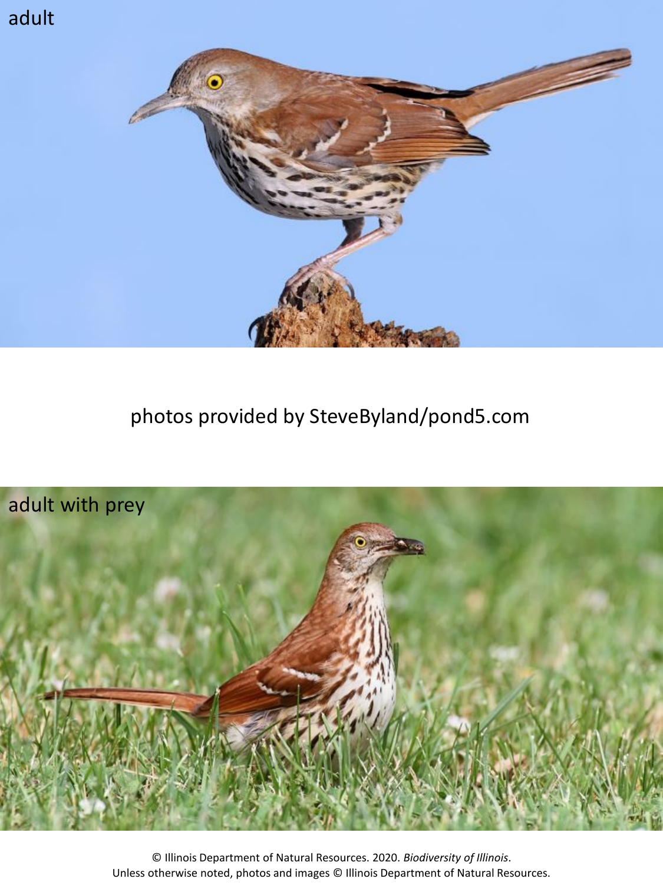adult

photos provided by SteveByland/pond5.com

adult with prey

© Illinois Department of Natural Resources. 2020. *Biodiversity of Illinois*.
Unless otherwise noted, photos and images © Illinois Department of Natural Resources.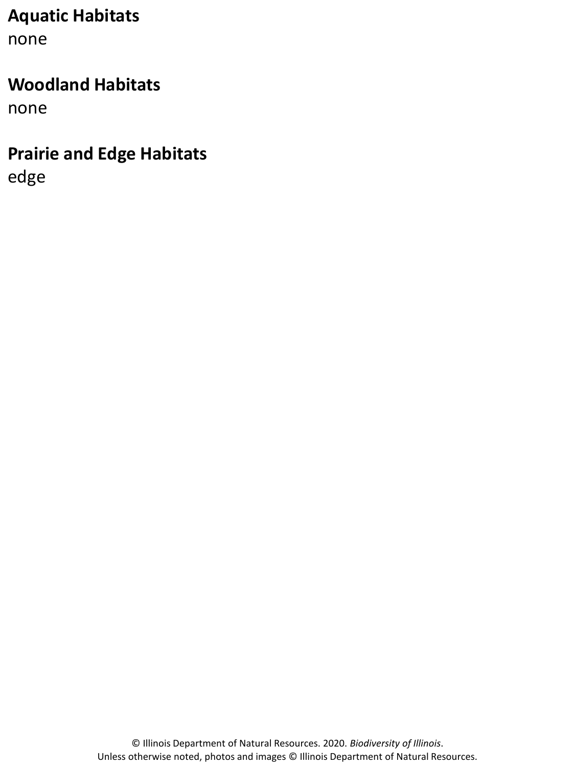**Aquatic Habitats**

none

**Woodland Habitats**

none

**Prairie and Edge Habitats**

edge